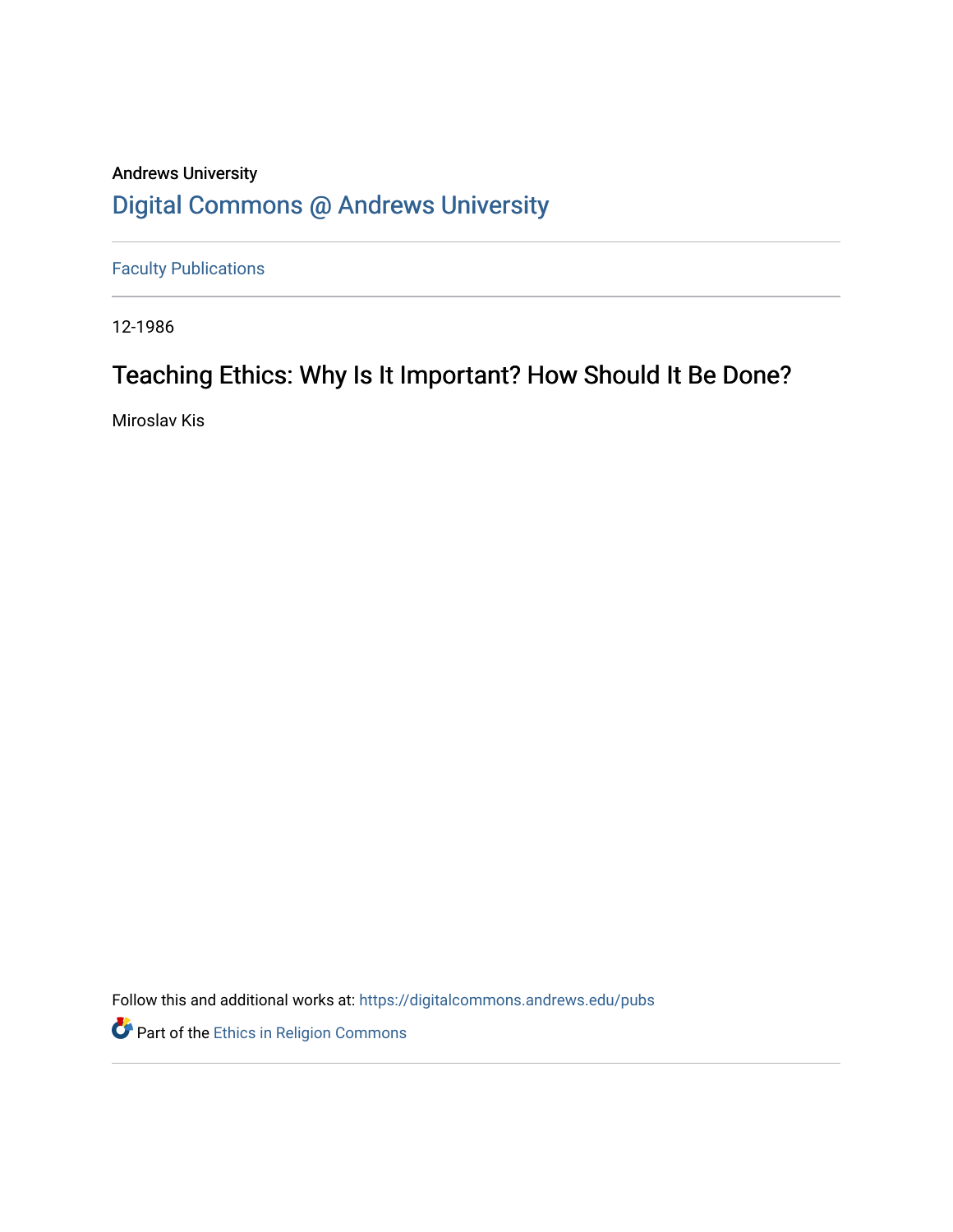Andrews University

## Digital Commons @ Andrews University

Faculty Publications

12-1986

# Teaching Ethics: Why Is It Important? How Should It Be Done?

Miroslav Kis

Follow this and additional works at: https://digitalcommons.andrews.edu/pubs

Part of the Ethics in Religion Commons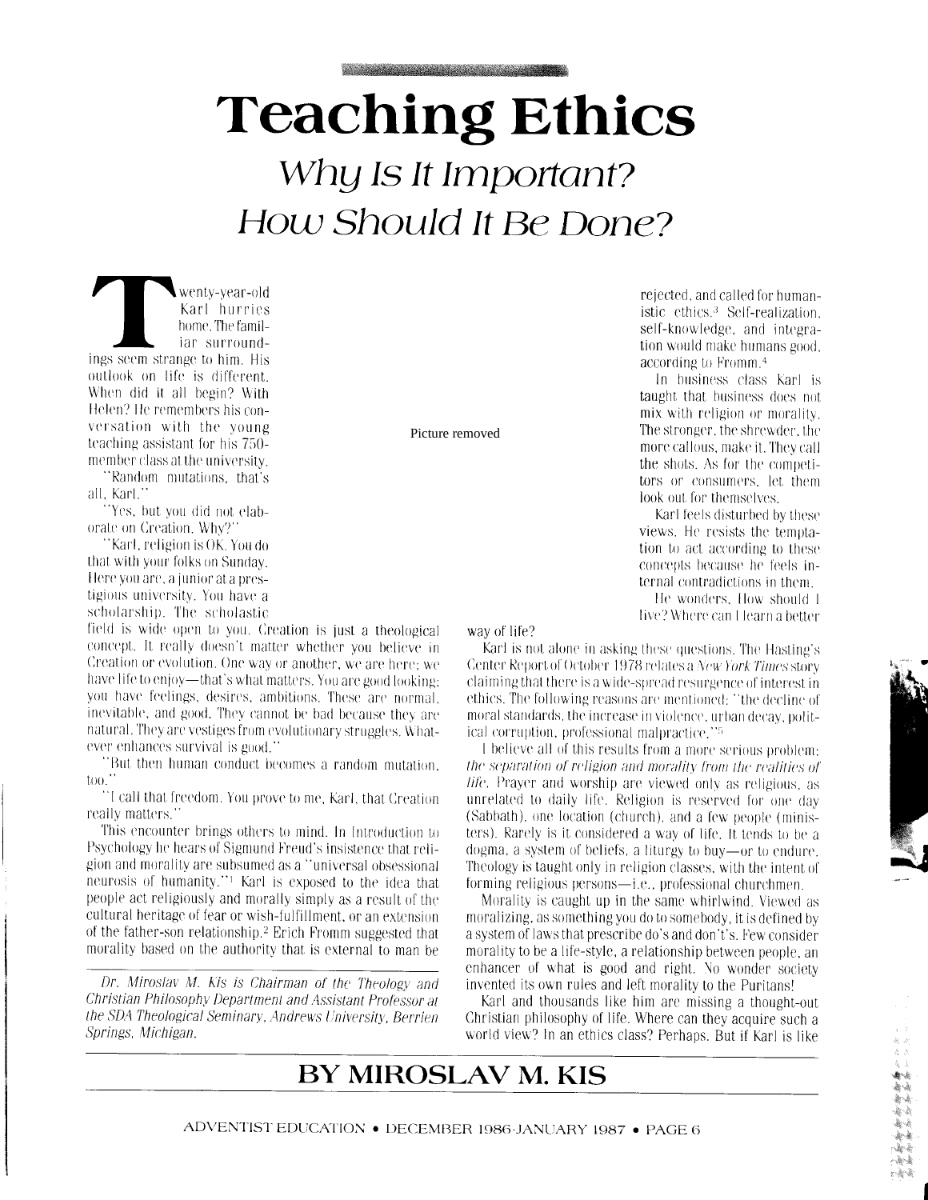# Teaching Ethics

## *Why Is It Important? How Should It Be Done?*

Twenty-year-old Karl hurries home. The familiar surroundings seem strange to him. His outlook on life is different. When did it all begin? With Helen? He remembers his conversation with the young teaching assistant for his 750-member class at the university.

"Random mutations, that's all, Karl."

"Yes, but you did not elaborate on Creation. Why?"

"Karl, religion is OK. You do that with your folks on Sunday. Here you are, a junior at a prestigious university. You have a scholarship. The scholastic field is wide open to you. Creation is just a theological concept. It really doesn't matter whether you believe in Creation or evolution. One way or another, we are here; we have life to enjoy—that's what matters. You are good looking; you have feelings, desires, ambitions. These are normal, inevitable, and good. They cannot be bad because they are natural. They are vestiges from evolutionary struggles. Whatever enhances survival is good."

"But then human conduct becomes a random mutation, too."

"I call that freedom. You prove to me, Karl, that Creation really matters."

This encounter brings others to mind. In Introduction to Psychology he hears of Sigmund Freud's insistence that religion and morality are subsumed as a "universal obsessional neurosis of humanity."[1] Karl is exposed to the idea that people act religiously and morally simply as a result of the cultural heritage of fear or wish-fulfillment, or an extension of the father-son relationship.[2] Erich Fromm suggested that morality based on the authority that is external to man be rejected, and called for humanistic ethics.[3] Self-realization, self-knowledge, and integration would make humans good, according to Fromm.[4]

In business class Karl is taught that business does not mix with religion or morality. The stronger, the shrewder, the more callous, make it. They call the shots. As for the competitors or consumers, let them look out for themselves.

Karl feels disturbed by these views. He resists the temptation to act according to these concepts because he feels internal contradictions in them.

He wonders, How should I live? Where can I learn a better way of life?

Karl is not alone in asking these questions. The Hasting's Center Report of October 1978 relates a *New York Times* story claiming that there is a wide-spread resurgence of interest in ethics. The following reasons are mentioned: "the decline of moral standards, the increase in violence, urban decay, political corruption, professional malpractice."[5]

I believe all of this results from a more serious problem: *the separation of religion and morality from the realities of life.* Prayer and worship are viewed only as religious, as unrelated to daily life. Religion is reserved for one day (Sabbath), one location (church), and a few people (ministers). Rarely is it considered a way of life. It tends to be a dogma, a system of beliefs, a liturgy to buy—or to endure. Theology is taught only in religion classes, with the intent of forming religious persons—i.e., professional churchmen.

Morality is caught up in the same whirlwind. Viewed as moralizing, as something you do to somebody, it is defined by a system of laws that prescribe do's and don't's. Few consider morality to be a life-style, a relationship between people, an enhancer of what is good and right. No wonder society invented its own rules and left morality to the Puritans!

Karl and thousands like him are missing a thought-out Christian philosophy of life. Where can they acquire such a world view? In an ethics class? Perhaps. But if Karl is like

*Dr. Miroslav M. Kis is Chairman of the Theology and Christian Philosophy Department and Assistant Professor at the SDA Theological Seminary, Andrews University, Berrien Springs, Michigan.*

**BY MIROSLAV M. KIS**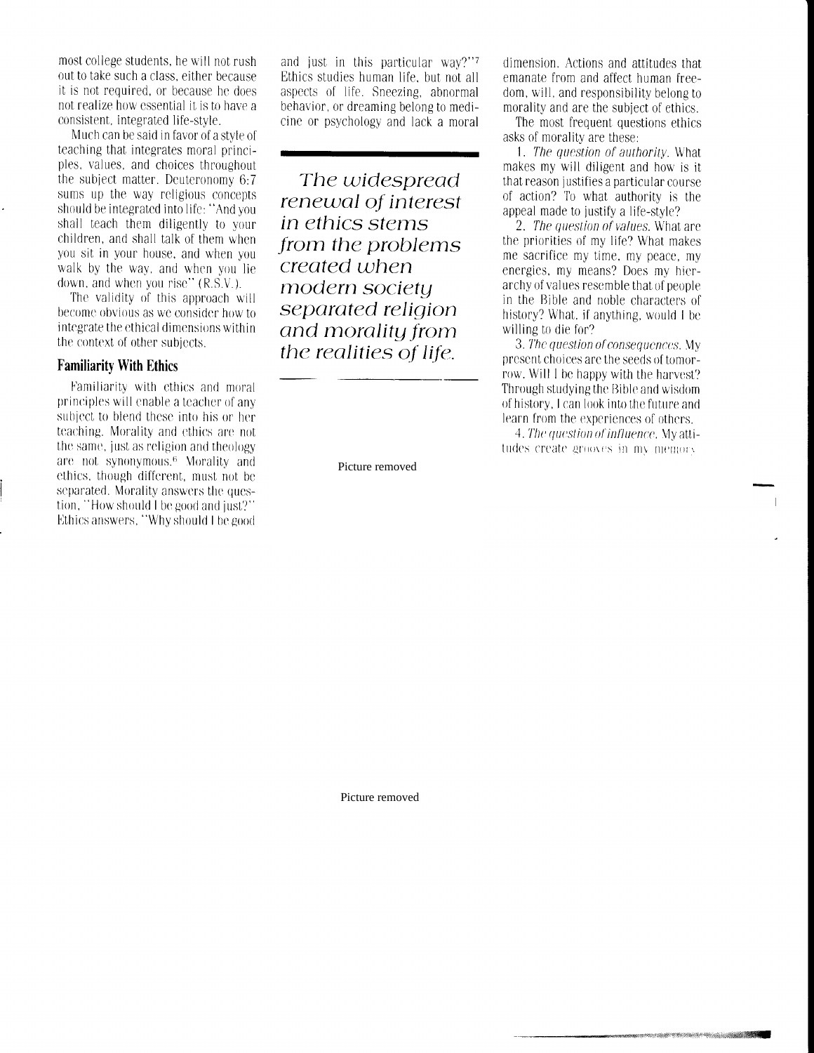most college students, he will not rush out to take such a class, either because it is not required, or because he does not realize how essential it is to have a consistent, integrated life-style.

Much can be said in favor of a style of teaching that integrates moral principles, values, and choices throughout the subject matter. Deuteronomy 6:7 sums up the way religious concepts should be integrated into life: "And you shall teach them diligently to your children, and shall talk of them when you sit in your house, and when you walk by the way, and when you lie down, and when you rise" (R.S.V.).

The validity of this approach will become obvious as we consider how to integrate the ethical dimensions within the context of other subjects.

## Familiarity With Ethics

Familiarity with ethics and moral principles will enable a teacher of any subject to blend these into his or her teaching. Morality and ethics are not the same, just as religion and theology are not synonymous.[6] Morality and ethics, though different, must not be separated. Morality answers the question, "How should I be good and just?" Ethics answers, "Why should I be good and just in this particular way?"[7] Ethics studies human life, but not all aspects of life. Sneezing, abnormal behavior, or dreaming belong to medicine or psychology and lack a moral dimension. Actions and attitudes that emanate from and affect human freedom, will, and responsibility belong to morality and are the subject of ethics.

*The widespread renewal of interest in ethics stems from the problems created when modern society separated religion and morality from the realities of life.*

The most frequent questions ethics asks of morality are these:

1. *The question of authority.* What makes my will diligent and how is it that reason justifies a particular course of action? To what authority is the appeal made to justify a life-style?

2. *The question of values.* What are the priorities of my life? What makes me sacrifice my time, my peace, my energies, my means? Does my hierarchy of values resemble that of people in the Bible and noble characters of history? What, if anything, would I be willing to die for?

3. *The question of consequences.* My present choices are the seeds of tomorrow. Will I be happy with the harvest? Through studying the Bible and wisdom of history, I can look into the future and learn from the experiences of others.

4. *The question of influence.* My attitudes create grooves in my memory

Picture removed

Picture removed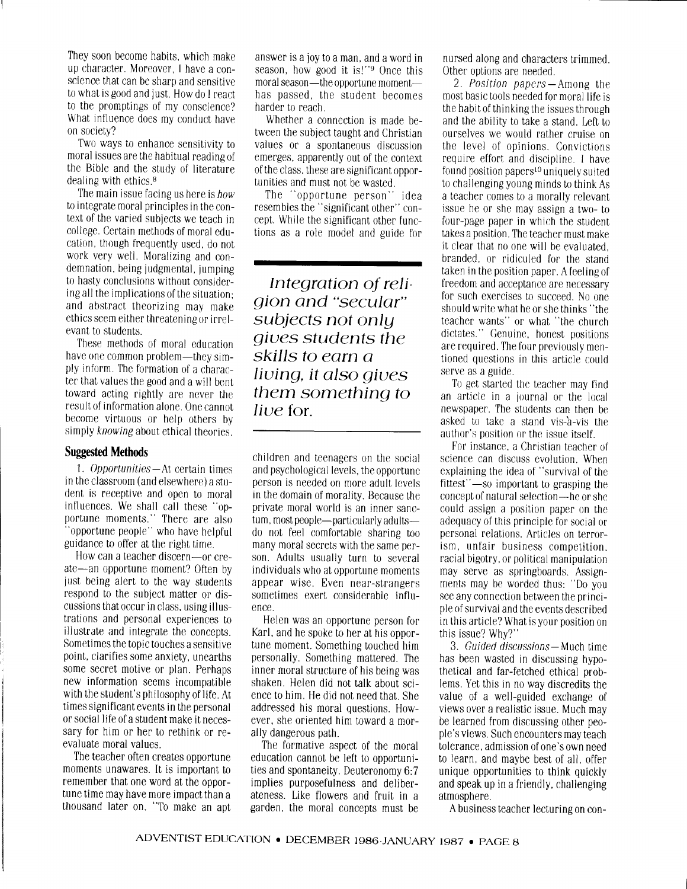They soon become habits, which make up character. Moreover, I have a conscience that can be sharp and sensitive to what is good and just. How do I react to the promptings of my conscience? What influence does my conduct have on society?

Two ways to enhance sensitivity to moral issues are the habitual reading of the Bible and the study of literature dealing with ethics.[8]

The main issue facing us here is *how* to integrate moral principles in the context of the varied subjects we teach in college. Certain methods of moral education, though frequently used, do not work very well. Moralizing and condemnation, being judgmental, jumping to hasty conclusions without considering all the implications of the situation; and abstract theorizing may make ethics seem either threatening or irrelevant to students.

These methods of moral education have one common problem—they simply inform. The formation of a character that values the good and a will bent toward acting rightly are never the result of information alone. One cannot become virtuous or help others by simply *knowing* about ethical theories.

## Suggested Methods

1. *Opportunities*—At certain times in the classroom (and elsewhere) a student is receptive and open to moral influences. We shall call these "opportune moments." There are also "opportune people" who have helpful guidance to offer at the right time.

How can a teacher discern—or create—an opportune moment? Often by just being alert to the way students respond to the subject matter or discussions that occur in class, using illustrations and personal experiences to illustrate and integrate the concepts. Sometimes the topic touches a sensitive point, clarifies some anxiety, unearths some secret motive or plan. Perhaps new information seems incompatible with the student's philosophy of life. At times significant events in the personal or social life of a student make it necessary for him or her to rethink or reevaluate moral values.

The teacher often creates opportune moments unawares. It is important to remember that one word at the opportune time may have more impact than a thousand later on. "To make an apt answer is a joy to a man, and a word in season, how good it is!"[9] Once this moral season—the opportune moment—has passed, the student becomes harder to reach.

Whether a connection is made between the subject taught and Christian values or a spontaneous discussion emerges, apparently out of the context of the class, these are significant opportunities and must not be wasted.

The "opportune person" idea resembles the "significant other" concept. While the significant other functions as a role model and guide for children and teenagers on the social and psychological levels, the opportune person is needed on more adult levels in the domain of morality. Because the private moral world is an inner sanctum, most people—particularly adults—do not feel comfortable sharing too many moral secrets with the same person. Adults usually turn to several individuals who at opportune moments appear wise. Even near-strangers sometimes exert considerable influence.

> *Integration of religion and "secular" subjects not only gives students the skills to earn a living, it also gives them something to live for.*

Helen was an opportune person for Karl, and he spoke to her at his opportune moment. Something touched him personally. Something mattered. The inner moral structure of his being was shaken. Helen did not talk about science to him. He did not need that. She addressed his moral questions. However, she oriented him toward a morally dangerous path.

The formative aspect of the moral education cannot be left to opportunities and spontaneity. Deuteronomy 6:7 implies purposefulness and deliberateness. Like flowers and fruit in a garden, the moral concepts must be nursed along and characters trimmed. Other options are needed.

2. *Position papers*—Among the most basic tools needed for moral life is the habit of thinking the issues through and the ability to take a stand. Left to ourselves we would rather cruise on the level of opinions. Convictions require effort and discipline. I have found position papers[10] uniquely suited to challenging young minds to think As a teacher comes to a morally relevant issue he or she may assign a two- to four-page paper in which the student takes a position. The teacher must make it clear that no one will be evaluated, branded, or ridiculed for the stand taken in the position paper. A feeling of freedom and acceptance are necessary for such exercises to succeed. No one should write what he or she thinks "the teacher wants" or what "the church dictates." Genuine, honest positions are required. The four previously mentioned questions in this article could serve as a guide.

To get started the teacher may find an article in a journal or the local newspaper. The students can then be asked to take a stand vis-à-vis the author's position or the issue itself.

For instance, a Christian teacher of science can discuss evolution. When explaining the idea of "survival of the fittest"—so important to grasping the concept of natural selection—he or she could assign a position paper on the adequacy of this principle for social or personal relations. Articles on terrorism, unfair business competition, racial bigotry, or political manipulation may serve as springboards. Assignments may be worded thus: "Do you see any connection between the principle of survival and the events described in this article? What is your position on this issue? Why?"

3. *Guided discussions*—Much time has been wasted in discussing hypothetical and far-fetched ethical problems. Yet this in no way discredits the value of a well-guided exchange of views over a realistic issue. Much may be learned from discussing other people's views. Such encounters may teach tolerance, admission of one's own need to learn, and maybe best of all, offer unique opportunities to think quickly and speak up in a friendly, challenging atmosphere.

A business teacher lecturing on con-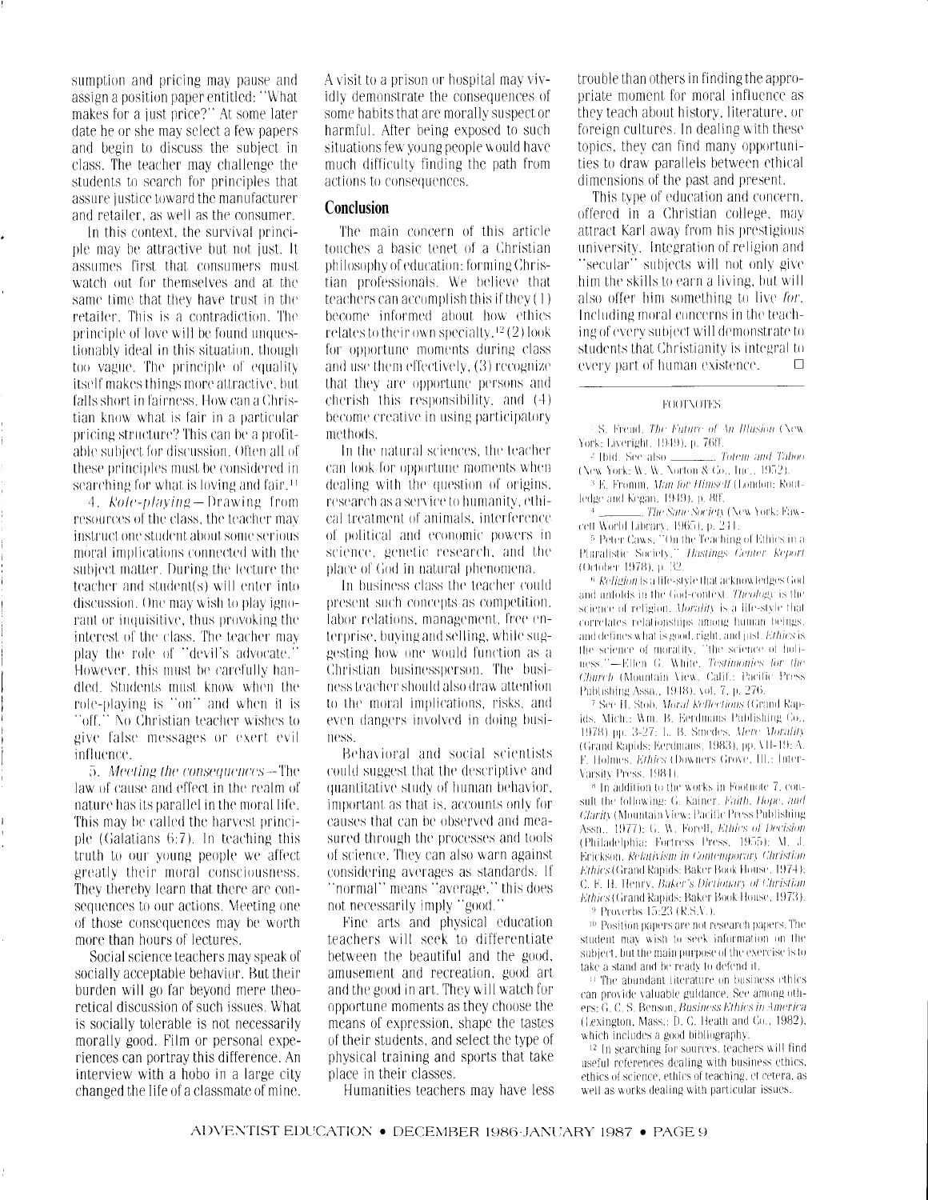sumption and pricing may pause and assign a position paper entitled: "What makes for a just price?" At some later date he or she may select a few papers and begin to discuss the subject in class. The teacher may challenge the students to search for principles that assure justice toward the manufacturer and retailer, as well as the consumer.

In this context, the survival principle may be attractive but not just. It assumes first that consumers must watch out for themselves and at the same time that they have trust in the retailer. This is a contradiction. The principle of love will be found unquestionably ideal in this situation, though too vague. The principle of equality itself makes things more attractive, but falls short in fairness. How can a Christian know what is fair in a particular pricing structure? This can be a profitable subject for discussion. Often all of these principles must be considered in searching for what is loving and fair.[11]

4. *Role-playing*—Drawing from resources of the class, the teacher may instruct one student about some serious moral implications connected with the subject matter. During the lecture the teacher and student(s) will enter into discussion. One may wish to play ignorant or inquisitive, thus provoking the interest of the class. The teacher may play the role of "devil's advocate." However, this must be carefully handled. Students must know when the role-playing is "on" and when it is "off." No Christian teacher wishes to give false messages or exert evil influence.

5. *Meeting the consequences*—The law of cause and effect in the realm of nature has its parallel in the moral life. This may be called the harvest principle (Galatians 6:7). In teaching this truth to our young people we affect greatly their moral consciousness. They thereby learn that there are consequences to our actions. Meeting one of those consequences may be worth more than hours of lectures.

Social science teachers may speak of socially acceptable behavior. But their burden will go far beyond mere theoretical discussion of such issues. What is socially tolerable is not necessarily morally good. Film or personal experiences can portray this difference. An interview with a hobo in a large city changed the life of a classmate of mine. A visit to a prison or hospital may vividly demonstrate the consequences of some habits that are morally suspect or harmful. After being exposed to such situations few young people would have much difficulty finding the path from actions to consequences.

## Conclusion

The main concern of this article touches a basic tenet of a Christian philosophy of education: forming Christian professionals. We believe that teachers can accomplish this if they (1) become informed about how ethics relates to their own specialty,[12] (2) look for opportune moments during class and use them effectively, (3) recognize that they are opportune persons and cherish this responsibility, and (4) become creative in using participatory methods.

In the natural sciences, the teacher can look for opportune moments when dealing with the question of origins, research as a service to humanity, ethical treatment of animals, interference of political and economic powers in science, genetic research, and the place of God in natural phenomena.

In business class the teacher could present such concepts as competition, labor relations, management, free enterprise, buying and selling, while suggesting how one would function as a Christian businessperson. The business teacher should also draw attention to the moral implications, risks, and even dangers involved in doing business.

Behavioral and social scientists could suggest that the descriptive and quantitative study of human behavior, important as that is, accounts only for causes that can be observed and measured through the processes and tools of science. They can also warn against considering averages as standards. If "normal" means "average," this does not necessarily imply "good."

Fine arts and physical education teachers will seek to differentiate between the beautiful and the good, amusement and recreation, good art and the good in art. They will watch for opportune moments as they choose the means of expression, shape the tastes of their students, and select the type of physical training and sports that take place in their classes.

Humanities teachers may have less trouble than others in finding the appropriate moment for moral influence as they teach about history, literature, or foreign cultures. In dealing with these topics, they can find many opportunities to draw parallels between ethical dimensions of the past and present.

This type of education and concern, offered in a Christian college, may attract Karl away from his prestigious university. Integration of religion and "secular" subjects will not only give him the skills to earn a living, but will also offer him something to live *for*. Including moral concerns in the teaching of every subject will demonstrate to students that Christianity is integral to every part of human existence. □

---

### FOOTNOTES

[1] S. Freud, *The Future of An Illusion* (New York: Liveright, 1949), p. 76ff.

[2] Ibid. See also ______, *Totem and Taboo* (New York: W. W. Norton & Co., Inc., 1952).

[3] E. Fromm, *Man for Himself* (London: Routledge and Kegan, 1949), p. 8ff.

[4] ______, *The Sane Society* (New York: Fawcett World Library, 1965), p. 241.

[5] Peter Caws, "On the Teaching of Ethics in a Pluralistic Society," *Hastings Center Report* (October 1978), p. 32.

[6] *Religion* is a life-style that acknowledges God and unfolds in the God-context. *Theology* is the science of religion. *Morality* is a life-style that correlates relationships among human beings, and defines what is good, right, and just. *Ethics* is the science of morality, "the science of holiness."—Ellen G. White, *Testimonies for the Church* (Mountain View, Calif.: Pacific Press Publishing Assn., 1948), vol. 7, p. 276.

[7] See H. Stob, *Moral Reflections* (Grand Rapids, Mich.: Wm. B. Eerdmans Publishing Co., 1978) pp. 3-27; L. B. Smedes, *Mere Morality* (Grand Rapids: Eerdmans, 1983), pp. VII-19; A. F. Holmes, *Ethics* (Downers Grove, Ill.: Inter-Varsity Press, 1984).

[8] In addition to the works in Footnote 7, consult the following: G. Kainer, *Faith, Hope, and Clarity* (Mountain View: Pacific Press Publishing Assn., 1977); G. W. Forell, *Ethics of Decision* (Philadelphia: Fortress Press, 1955); M. J. Erickson, *Relativism in Contemporary Christian Ethics* (Grand Rapids: Baker Book House, 1974); C. F. H. Henry, *Baker's Dictionary of Christian Ethics* (Grand Rapids: Baker Book House, 1973).

[9] Proverbs 15:23 (R.S.V.).

[10] Position papers are not research papers. The student may wish to seek information on the subject, but the main purpose of the exercise is to take a stand and be ready to defend it.

[11] The abundant literature on business ethics can provide valuable guidance. See among others: G. C. S. Benson, *Business Ethics in America* (Lexington, Mass.: D. C. Heath and Co., 1982), which includes a good bibliography.

[12] In searching for sources, teachers will find useful references dealing with business ethics, ethics of science, ethics of teaching, et cetera, as well as works dealing with particular issues.